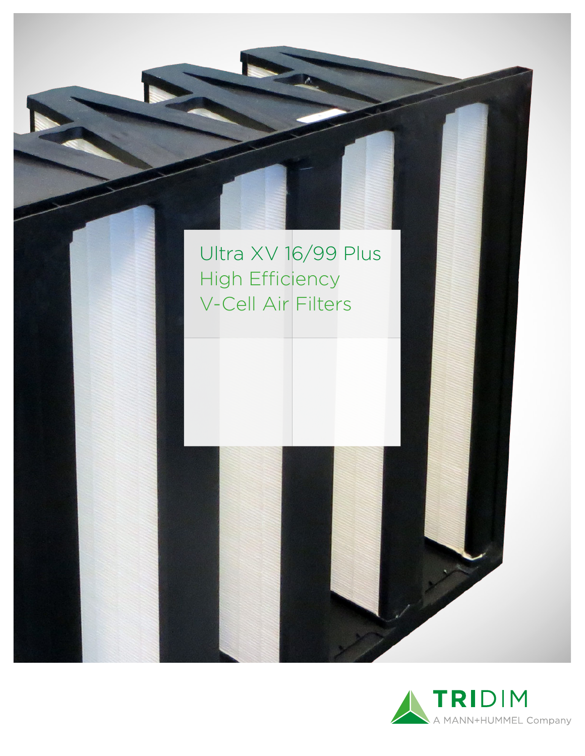# Ultra XV 16/99 Plus High Efficiency V-Cell Air Filters

TRIDIM

A MANN+HUMMEL Company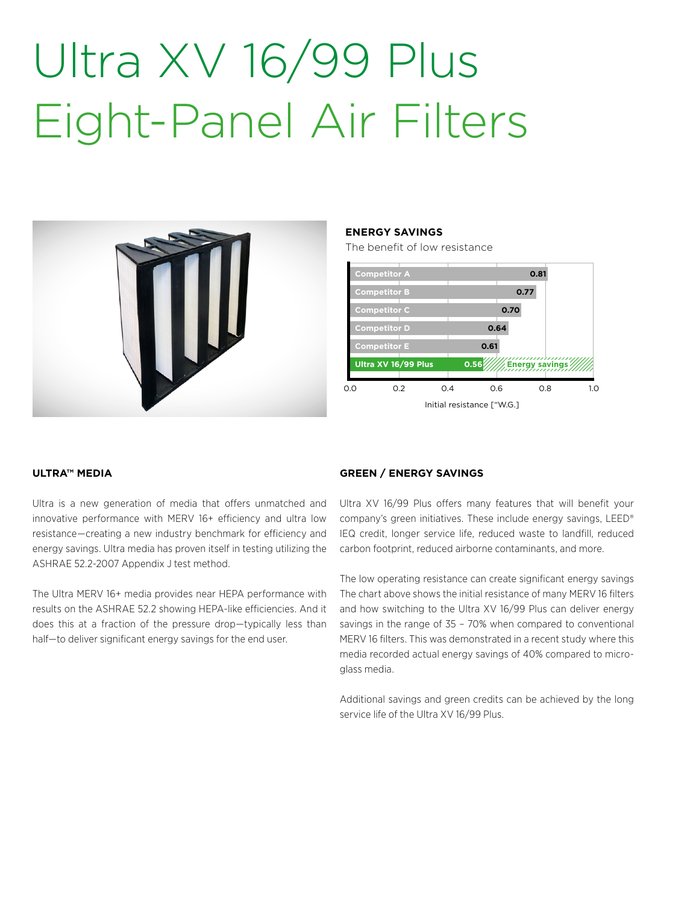# Ultra XV 16/99 Plus Eight-Panel Air Filters

**ENERGY SAVINGS**

The benefit of low resistance

| | Initial resistance ["W.G.] |
|---|---|
| Competitor A | 0.81 |
| Competitor B | 0.77 |
| Competitor C | 0.70 |
| Competitor D | 0.64 |
| Competitor E | 0.61 |
| Ultra XV 16/99 Plus | 0.56 |

Energy savings

### ULTRA™ MEDIA

Ultra is a new generation of media that offers unmatched and innovative performance with MERV 16+ efficiency and ultra low resistance—creating a new industry benchmark for efficiency and energy savings. Ultra media has proven itself in testing utilizing the ASHRAE 52.2-2007 Appendix J test method.

The Ultra MERV 16+ media provides near HEPA performance with results on the ASHRAE 52.2 showing HEPA-like efficiencies. And it does this at a fraction of the pressure drop—typically less than half—to deliver significant energy savings for the end user.

### GREEN / ENERGY SAVINGS

Ultra XV 16/99 Plus offers many features that will benefit your company's green initiatives. These include energy savings, LEED® IEQ credit, longer service life, reduced waste to landfill, reduced carbon footprint, reduced airborne contaminants, and more.

The low operating resistance can create significant energy savings The chart above shows the initial resistance of many MERV 16 filters and how switching to the Ultra XV 16/99 Plus can deliver energy savings in the range of 35 – 70% when compared to conventional MERV 16 filters. This was demonstrated in a recent study where this media recorded actual energy savings of 40% compared to micro-glass media.

Additional savings and green credits can be achieved by the long service life of the Ultra XV 16/99 Plus.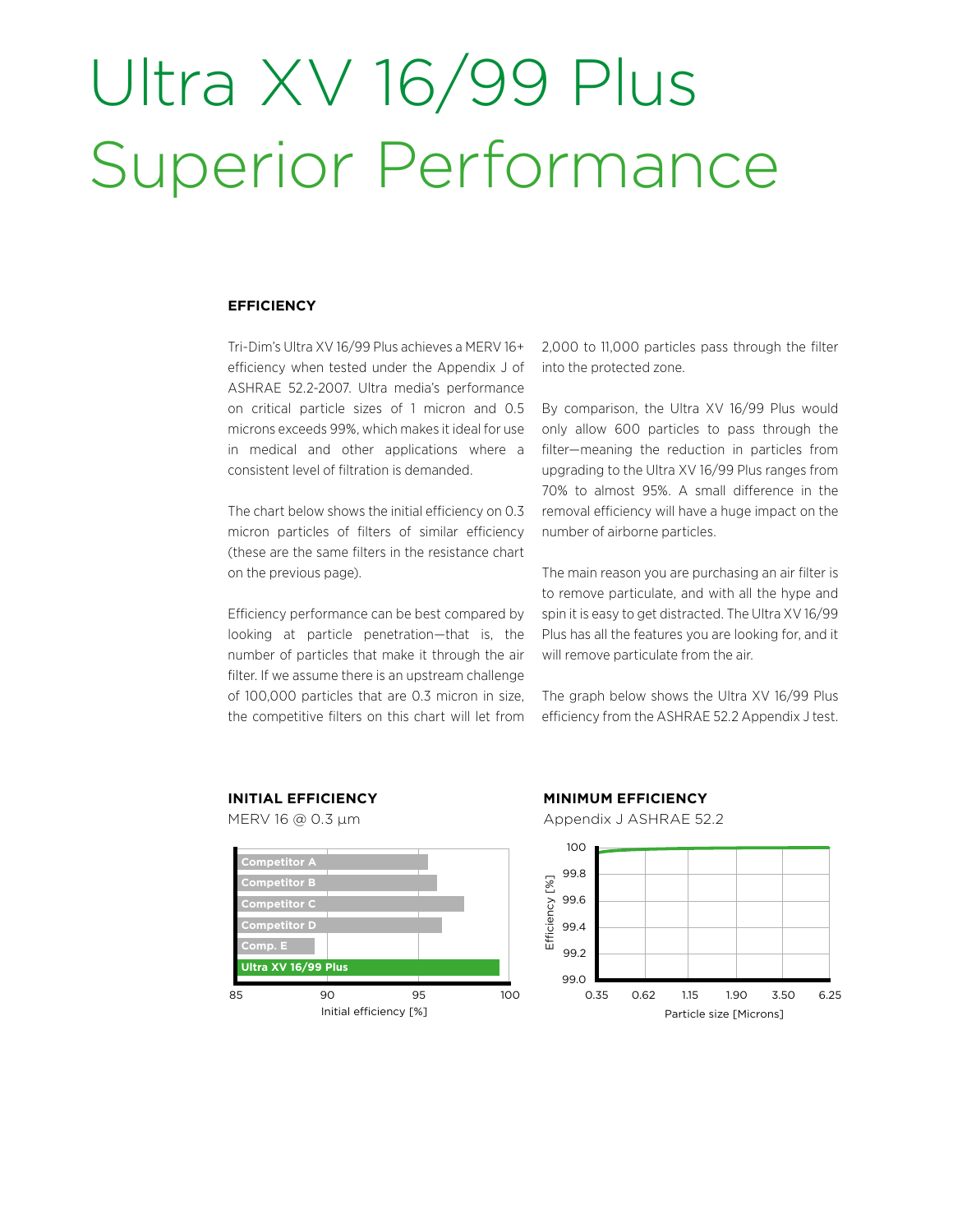# Ultra XV 16/99 Plus Superior Performance

### EFFICIENCY

Tri-Dim's Ultra XV 16/99 Plus achieves a MERV 16+ efficiency when tested under the Appendix J of ASHRAE 52.2-2007. Ultra media's performance on critical particle sizes of 1 micron and 0.5 microns exceeds 99%, which makes it ideal for use in medical and other applications where a consistent level of filtration is demanded.

The chart below shows the initial efficiency on 0.3 micron particles of filters of similar efficiency (these are the same filters in the resistance chart on the previous page).

Efficiency performance can be best compared by looking at particle penetration—that is, the number of particles that make it through the air filter. If we assume there is an upstream challenge of 100,000 particles that are 0.3 micron in size, the competitive filters on this chart will let from 2,000 to 11,000 particles pass through the filter into the protected zone.

By comparison, the Ultra XV 16/99 Plus would only allow 600 particles to pass through the filter—meaning the reduction in particles from upgrading to the Ultra XV 16/99 Plus ranges from 70% to almost 95%. A small difference in the removal efficiency will have a huge impact on the number of airborne particles.

The main reason you are purchasing an air filter is to remove particulate, and with all the hype and spin it is easy to get distracted. The Ultra XV 16/99 Plus has all the features you are looking for, and it will remove particulate from the air.

The graph below shows the Ultra XV 16/99 Plus efficiency from the ASHRAE 52.2 Appendix J test.

**INITIAL EFFICIENCY**

MERV 16 @ 0.3 µm

| Filter | Initial efficiency [%] (approx.) |
|---|---|
| Competitor A | ~95.5 |
| Competitor B | ~96 |
| Competitor C | ~97.5 |
| Competitor D | ~96.3 |
| Comp. E | ~89 |
| Ultra XV 16/99 Plus | ~99.4 |

Axis: 85, 90, 95, 100 — Initial efficiency [%]

**MINIMUM EFFICIENCY**

Appendix J ASHRAE 52.2

Efficiency [%] (99.0 – 100) vs. Particle size [Microns] (0.35, 0.62, 1.15, 1.90, 3.50, 6.25)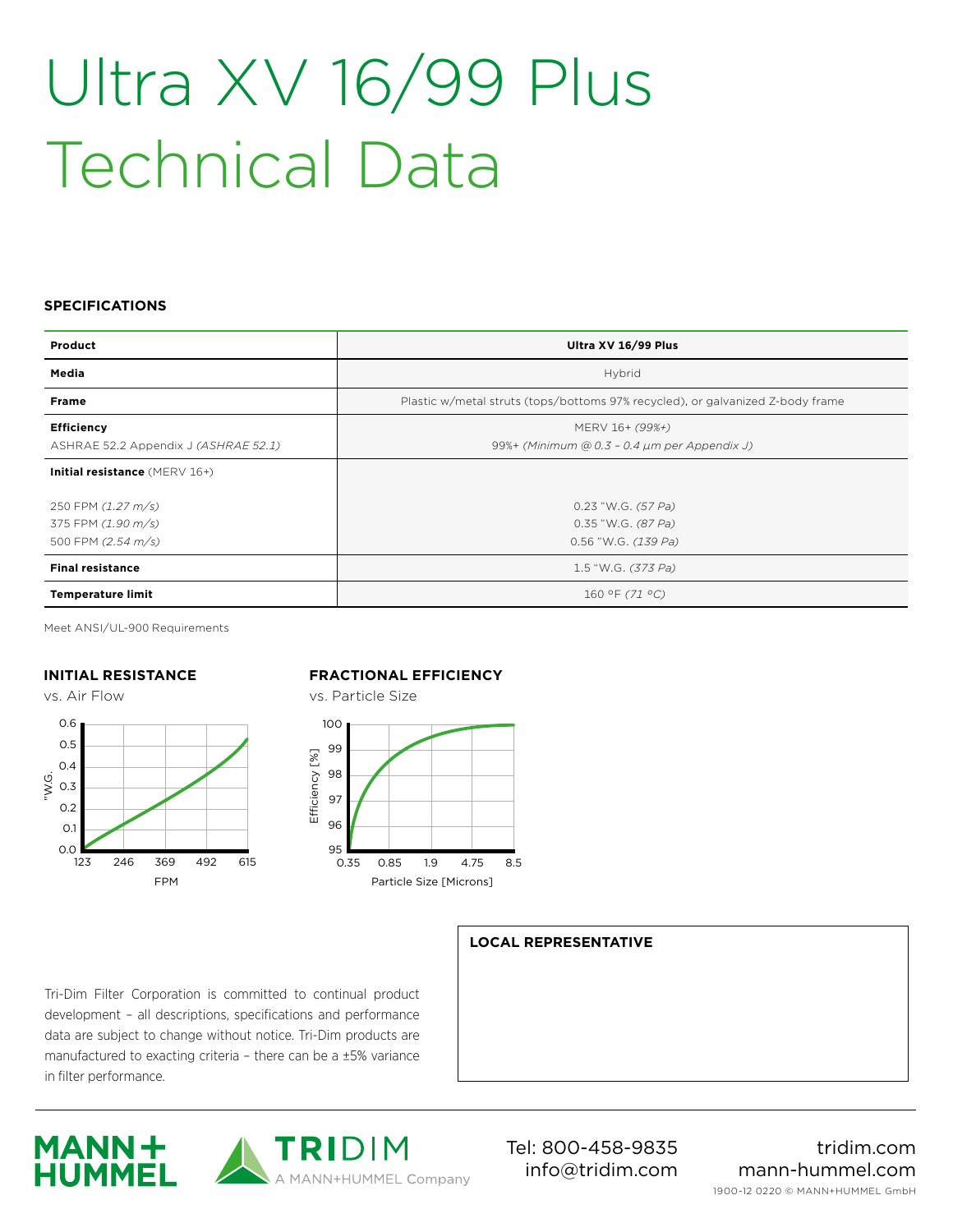# Ultra XV 16/99 Plus Technical Data

## SPECIFICATIONS

| Product | Ultra XV 16/99 Plus |
| --- | --- |
| **Media** | Hybrid |
| **Frame** | Plastic w/metal struts (tops/bottoms 97% recycled), or galvanized Z-body frame |
| **Efficiency**<br>ASHRAE 52.2 Appendix J *(ASHRAE 52.1)* | MERV 16+ *(99%+)*<br>99%+ *(Minimum @ 0.3 – 0.4 µm per Appendix J)* |
| **Initial resistance** (MERV 16+) | |
| 250 FPM *(1.27 m/s)* | 0.23 "W.G. *(57 Pa)* |
| 375 FPM *(1.90 m/s)* | 0.35 "W.G. *(87 Pa)* |
| 500 FPM *(2.54 m/s)* | 0.56 "W.G. *(139 Pa)* |
| **Final resistance** | 1.5 "W.G. *(373 Pa)* |
| **Temperature limit** | 160 °F *(71 °C)* |

Meet ANSI/UL-900 Requirements

### INITIAL RESISTANCE

vs. Air Flow

"W.G.
0.6
0.5
0.4
0.3
0.2
0.1
0.0
123 246 369 492 615
FPM

### FRACTIONAL EFFICIENCY

vs. Particle Size

Efficiency [%]
100
99
98
97
96
95
0.35 0.85 1.9 4.75 8.5
Particle Size [Microns]

Tri-Dim Filter Corporation is committed to continual product development – all descriptions, specifications and performance data are subject to change without notice. Tri-Dim products are manufactured to exacting criteria – there can be a ±5% variance in filter performance.

**LOCAL REPRESENTATIVE**

MANN+HUMMEL

TRIDIM
A MANN+HUMMEL Company

Tel: 800-458-9835
info@tridim.com

tridim.com
mann-hummel.com

1900-12 0220 © MANN+HUMMEL GmbH